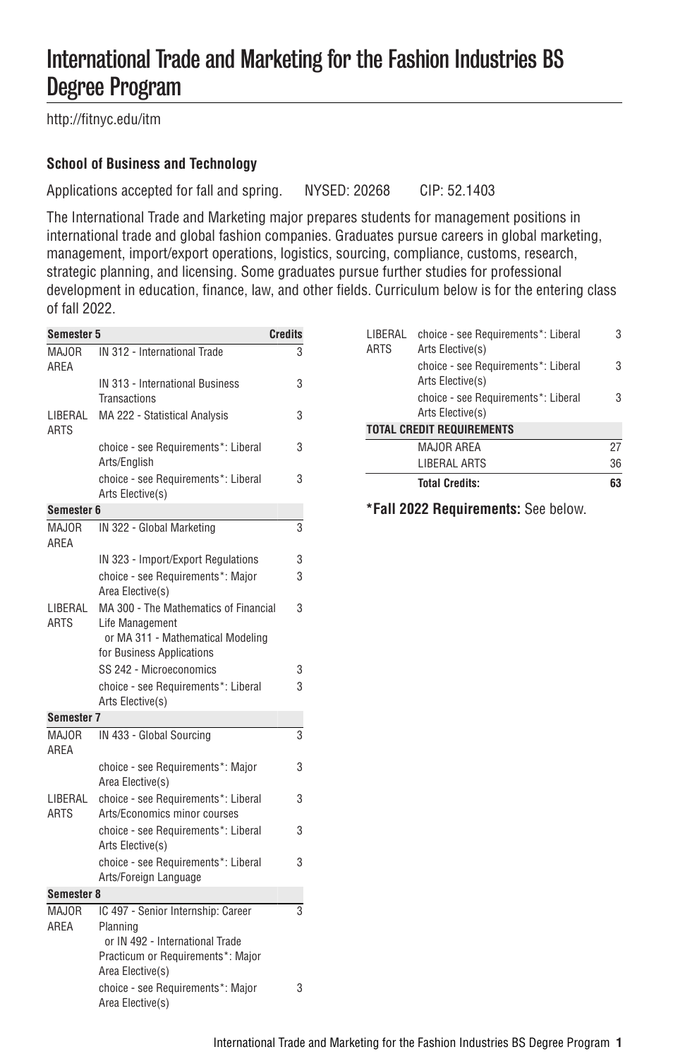# International Trade and Marketing for the Fashion Industries BS Degree Program

http://fitnyc.edu/itm

### School of Business and Technology

Applications accepted for fall and spring. NYSED: 20268 CIP: 52.1403

The International Trade and Marketing major prepares students for management positions in international trade and global fashion companies. Graduates pursue careers in global marketing, management, import/export operations, logistics, sourcing, compliance, customs, research, strategic planning, and licensing. Some graduates pursue further studies for professional development in education, finance, law, and other fields. Curriculum below is for the entering class of fall 2022.

| Semester 5 | | Credits |
|---|---|---|
| MAJOR AREA | IN 312 - International Trade | 3 |
| | IN 313 - International Business Transactions | 3 |
| LIBERAL ARTS | MA 222 - Statistical Analysis | 3 |
| | choice - see Requirements*: Liberal Arts/English | 3 |
| | choice - see Requirements*: Liberal Arts Elective(s) | 3 |
| **Semester 6** | | |
| MAJOR AREA | IN 322 - Global Marketing | 3 |
| | IN 323 - Import/Export Regulations | 3 |
| | choice - see Requirements*: Major Area Elective(s) | 3 |
| LIBERAL ARTS | MA 300 - The Mathematics of Financial Life Management or MA 311 - Mathematical Modeling for Business Applications | 3 |
| | SS 242 - Microeconomics | 3 |
| | choice - see Requirements*: Liberal Arts Elective(s) | 3 |
| **Semester 7** | | |
| MAJOR AREA | IN 433 - Global Sourcing | 3 |
| | choice - see Requirements*: Major Area Elective(s) | 3 |
| LIBERAL ARTS | choice - see Requirements*: Liberal Arts/Economics minor courses | 3 |
| | choice - see Requirements*: Liberal Arts Elective(s) | 3 |
| | choice - see Requirements*: Liberal Arts/Foreign Language | 3 |
| **Semester 8** | | |
| MAJOR AREA | IC 497 - Senior Internship: Career Planning or IN 492 - International Trade Practicum or Requirements*: Major Area Elective(s) | 3 |
| | choice - see Requirements*: Major Area Elective(s) | 3 |
| LIBERAL ARTS | choice - see Requirements*: Liberal Arts Elective(s) | 3 |
| | choice - see Requirements*: Liberal Arts Elective(s) | 3 |
| | choice - see Requirements*: Liberal Arts Elective(s) | 3 |
| **TOTAL CREDIT REQUIREMENTS** | | |
| | MAJOR AREA | 27 |
| | LIBERAL ARTS | 36 |
| | **Total Credits:** | **63** |

**\*Fall 2022 Requirements:** See below.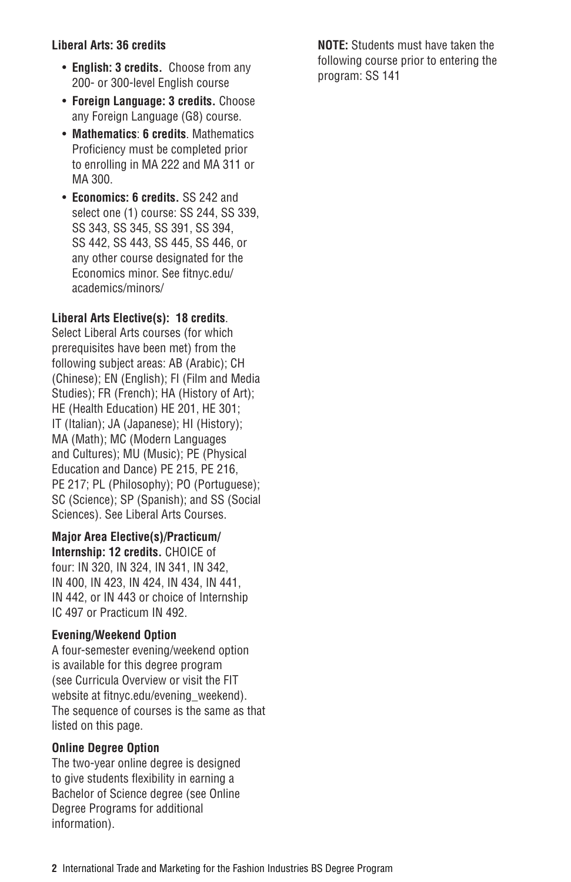**Liberal Arts: 36 credits**

- **English: 3 credits.** Choose from any 200- or 300-level English course
- **Foreign Language: 3 credits.** Choose any Foreign Language (G8) course.
- **Mathematics**: **6 credits**. Mathematics Proficiency must be completed prior to enrolling in MA 222 and MA 311 or MA 300.
- **Economics: 6 credits.** SS 242 and select one (1) course: SS 244, SS 339, SS 343, SS 345, SS 391, SS 394, SS 442, SS 443, SS 445, SS 446, or any other course designated for the Economics minor. See fitnyc.edu/academics/minors/

**Liberal Arts Elective(s): 18 credits**. Select Liberal Arts courses (for which prerequisites have been met) from the following subject areas: AB (Arabic); CH (Chinese); EN (English); FI (Film and Media Studies); FR (French); HA (History of Art); HE (Health Education) HE 201, HE 301; IT (Italian); JA (Japanese); HI (History); MA (Math); MC (Modern Languages and Cultures); MU (Music); PE (Physical Education and Dance) PE 215, PE 216, PE 217; PL (Philosophy); PO (Portuguese); SC (Science); SP (Spanish); and SS (Social Sciences). See Liberal Arts Courses.

**Major Area Elective(s)/Practicum/Internship: 12 credits.** CHOICE of four: IN 320, IN 324, IN 341, IN 342, IN 400, IN 423, IN 424, IN 434, IN 441, IN 442, or IN 443 or choice of Internship IC 497 or Practicum IN 492.

**Evening/Weekend Option**

A four-semester evening/weekend option is available for this degree program (see Curricula Overview or visit the FIT website at fitnyc.edu/evening_weekend). The sequence of courses is the same as that listed on this page.

**Online Degree Option**

The two-year online degree is designed to give students flexibility in earning a Bachelor of Science degree (see Online Degree Programs for additional information).

**NOTE:** Students must have taken the following course prior to entering the program: SS 141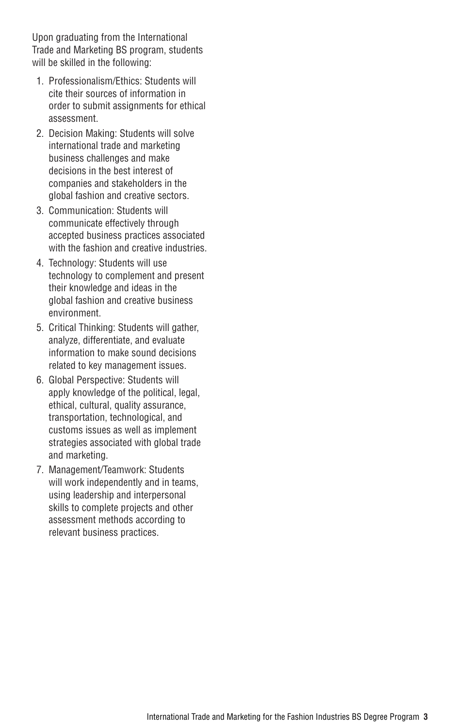Upon graduating from the International Trade and Marketing BS program, students will be skilled in the following:

1. Professionalism/Ethics: Students will cite their sources of information in order to submit assignments for ethical assessment.
2. Decision Making: Students will solve international trade and marketing business challenges and make decisions in the best interest of companies and stakeholders in the global fashion and creative sectors.
3. Communication: Students will communicate effectively through accepted business practices associated with the fashion and creative industries.
4. Technology: Students will use technology to complement and present their knowledge and ideas in the global fashion and creative business environment.
5. Critical Thinking: Students will gather, analyze, differentiate, and evaluate information to make sound decisions related to key management issues.
6. Global Perspective: Students will apply knowledge of the political, legal, ethical, cultural, quality assurance, transportation, technological, and customs issues as well as implement strategies associated with global trade and marketing.
7. Management/Teamwork: Students will work independently and in teams, using leadership and interpersonal skills to complete projects and other assessment methods according to relevant business practices.